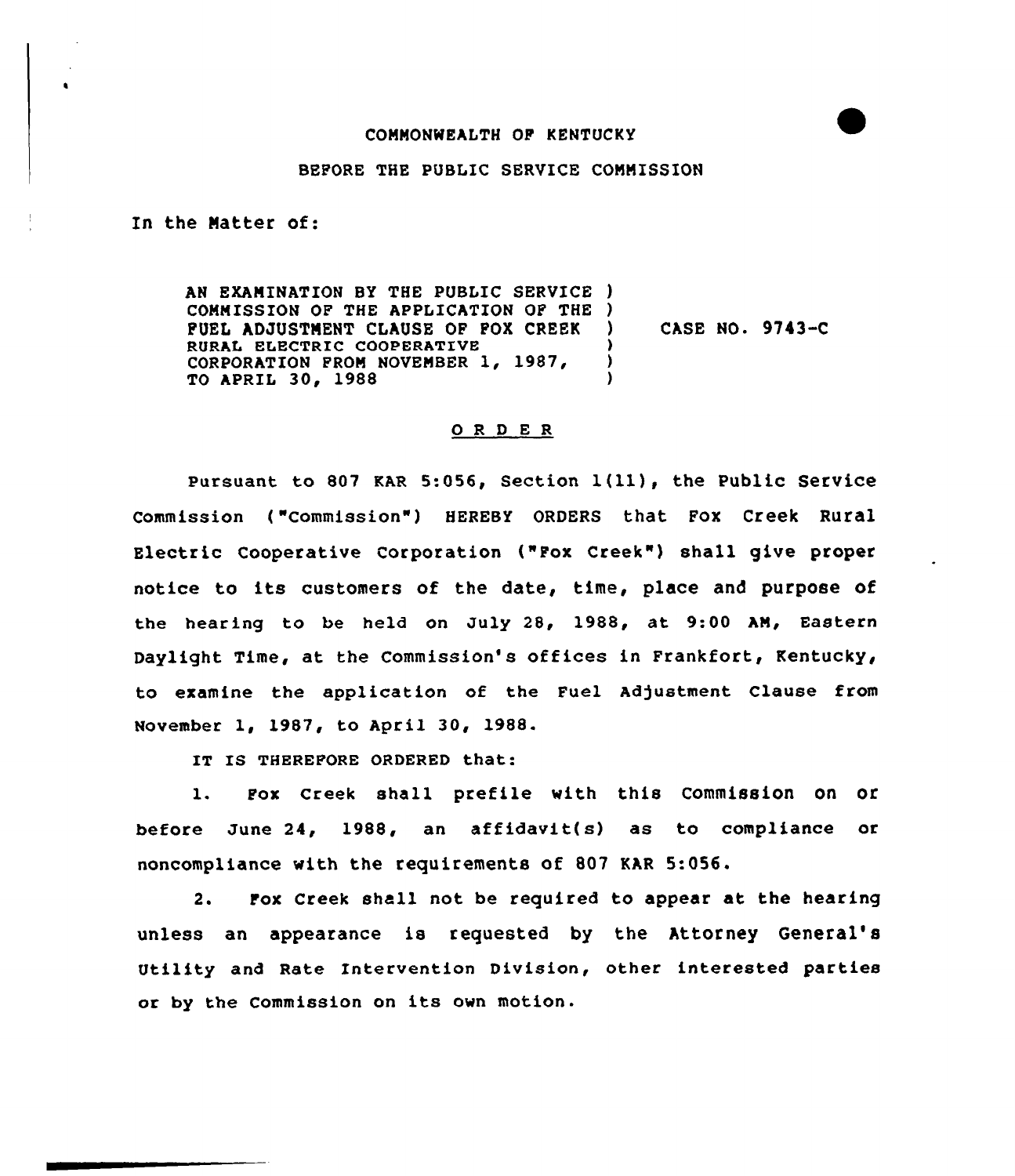COMMONWEALTH OF KENTUCKY

BEFORE THE PUBLIC SERVICE COMMISSION

In the Matter of:

| | | |
|---|---|---|
| AN EXAMINATION BY THE PUBLIC SERVICE COMMISSION OF THE APPLICATION OF THE FUEL ADJUSTMENT CLAUSE OF FOX CREEK RURAL ELECTRIC COOPERATIVE CORPORATION FROM NOVEMBER 1, 1987, TO APRIL 30, 1988 | ) | CASE NO. 9743-C |

## O R D E R

Pursuant to 807 KAR 5:056, Section 1(11), the Public Service Commission ("Commission") HEREBY ORDERS that Fox Creek Rural Electric Cooperative Corporation ("Fox Creek") shall give proper notice to its customers of the date, time, place and purpose of the hearing to be held on July 28, 1988, at 9:00 AM, Eastern Daylight Time, at the Commission's offices in Frankfort, Kentucky, to examine the application of the Fuel Adjustment Clause from November 1, 1987, to April 30, 1988.

IT IS THEREFORE ORDERED that:

1. Fox Creek shall prefile with this Commission on or before June 24, 1988, an affidavit(s) as to compliance or noncompliance with the requirements of 807 KAR 5:056.

2. Fox Creek shall not be required to appear at the hearing unless an appearance is requested by the Attorney General's Utility and Rate Intervention Division, other interested parties or by the Commission on its own motion.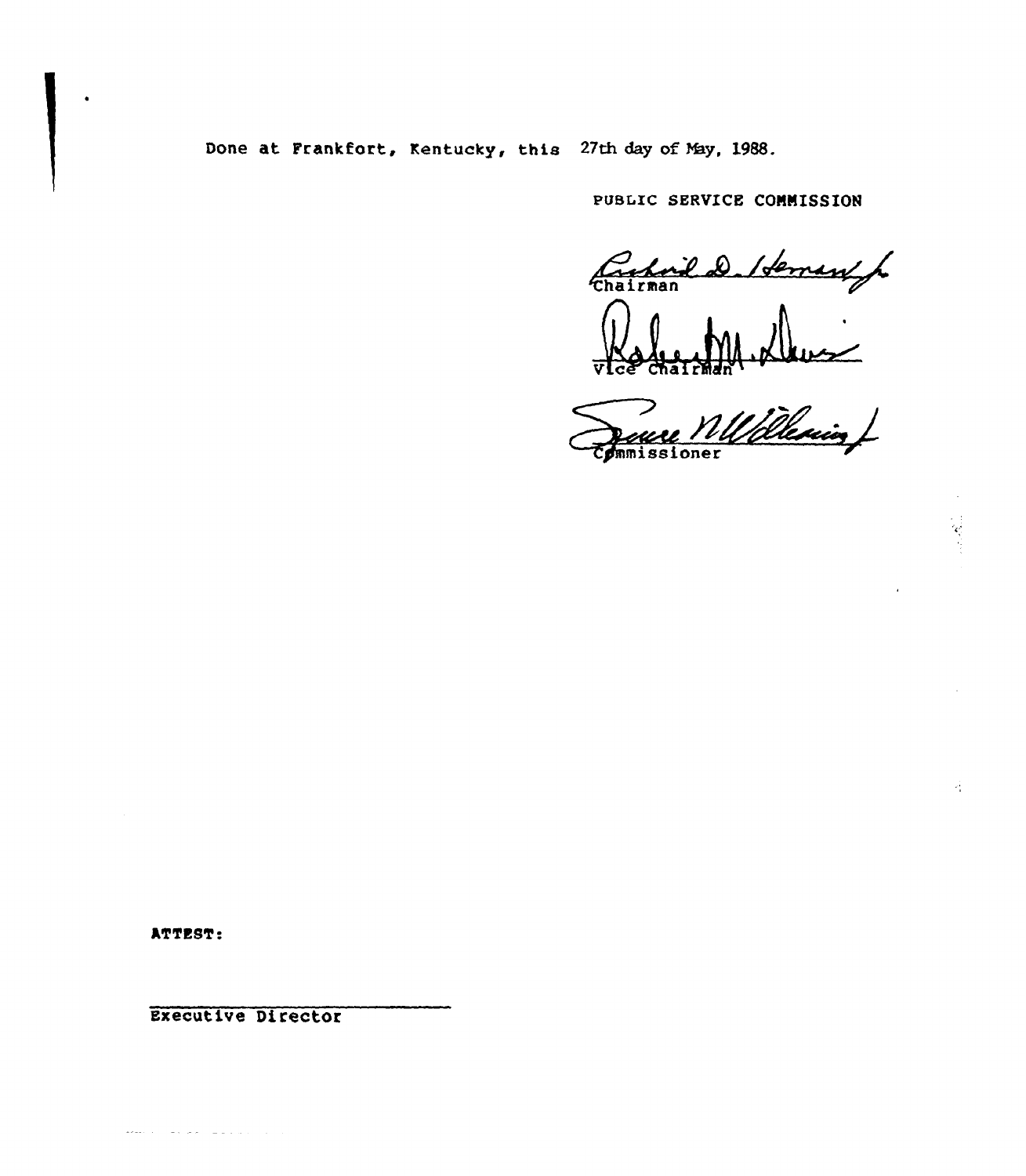Done at Frankfort, Kentucky, this 27th day of May, 1988.

PUBLIC SERVICE COMMISSION

Chairman

Vice Chairman

Commissioner

ATTEST:

Executive Director